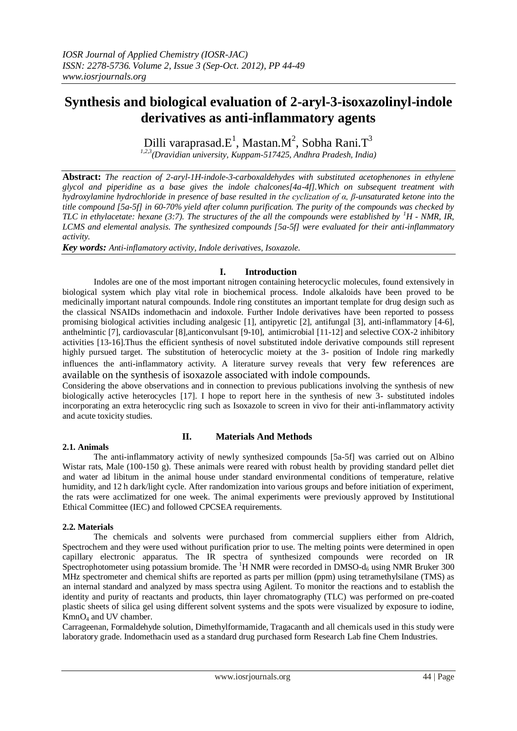# Synthesis and biological evaluation of 2-aryl-3-isoxazolinyl-indole derivatives as anti-inflammatory agents

Dilli varaprasad.E[1], Mastan.M[2], Sobha Rani.T[3]

[1,2,3] *(Dravidian university, Kuppam-517425, Andhra Pradesh, India)*

**Abstract:** *The reaction of 2-aryl-1H-indole-3-carboxaldehydes with substituted acetophenones in ethylene glycol and piperidine as a base gives the indole chalcones[4a-4f].Which on subsequent treatment with hydroxylamine hydrochloride in presence of base resulted in the cyclization of α, β-unsaturated ketone into the title compound [5a-5f] in 60-70% yield after column purification. The purity of the compounds was checked by TLC in ethylacetate: hexane (3:7). The structures of the all the compounds were established by $^1H$ - NMR, IR, LCMS and elemental analysis. The synthesized compounds [5a-5f] were evaluated for their anti-inflammatory activity.*

***Key words:*** *Anti-inflamatory activity, Indole derivatives, Isoxazole.*

## I. Introduction

Indoles are one of the most important nitrogen containing heterocyclic molecules, found extensively in biological system which play vital role in biochemical process. Indole alkaloids have been proved to be medicinally important natural compounds. Indole ring constitutes an important template for drug design such as the classical NSAIDs indomethacin and indoxole. Further Indole derivatives have been reported to possess promising biological activities including analgesic [1], antipyretic [2], antifungal [3], anti-inflammatory [4-6], anthelmintic [7], cardiovascular [8],anticonvulsant [9-10], antimicrobial [11-12] and selective COX-2 inhibitory activities [13-16].Thus the efficient synthesis of novel substituted indole derivative compounds still represent highly pursued target. The substitution of heterocyclic moiety at the 3- position of Indole ring markedly influences the anti-inflammatory activity. A literature survey reveals that very few references are available on the synthesis of isoxazole associated with indole compounds.

Considering the above observations and in connection to previous publications involving the synthesis of new biologically active heterocycles [17]. I hope to report here in the synthesis of new 3- substituted indoles incorporating an extra heterocyclic ring such as Isoxazole to screen in vivo for their anti-inflammatory activity and acute toxicity studies.

## II. Materials And Methods

### 2.1. Animals

The anti-inflammatory activity of newly synthesized compounds [5a-5f] was carried out on Albino Wistar rats, Male (100-150 g). These animals were reared with robust health by providing standard pellet diet and water ad libitum in the animal house under standard environmental conditions of temperature, relative humidity, and 12 h dark/light cycle. After randomization into various groups and before initiation of experiment, the rats were acclimatized for one week. The animal experiments were previously approved by Institutional Ethical Committee (IEC) and followed CPCSEA requirements.

### 2.2. Materials

The chemicals and solvents were purchased from commercial suppliers either from Aldrich, Spectrochem and they were used without purification prior to use. The melting points were determined in open capillary electronic apparatus. The IR spectra of synthesized compounds were recorded on IR Spectrophotometer using potassium bromide. The $^1H$ NMR were recorded in DMSO-$d_6$ using NMR Bruker 300 MHz spectrometer and chemical shifts are reported as parts per million (ppm) using tetramethylsilane (TMS) as an internal standard and analyzed by mass spectra using Agilent. To monitor the reactions and to establish the identity and purity of reactants and products, thin layer chromatography (TLC) was performed on pre-coated plastic sheets of silica gel using different solvent systems and the spots were visualized by exposure to iodine, $KmnO_4$ and UV chamber.

Carrageenan, Formaldehyde solution, Dimethylformamide, Tragacanth and all chemicals used in this study were laboratory grade. Indomethacin used as a standard drug purchased form Research Lab fine Chem Industries.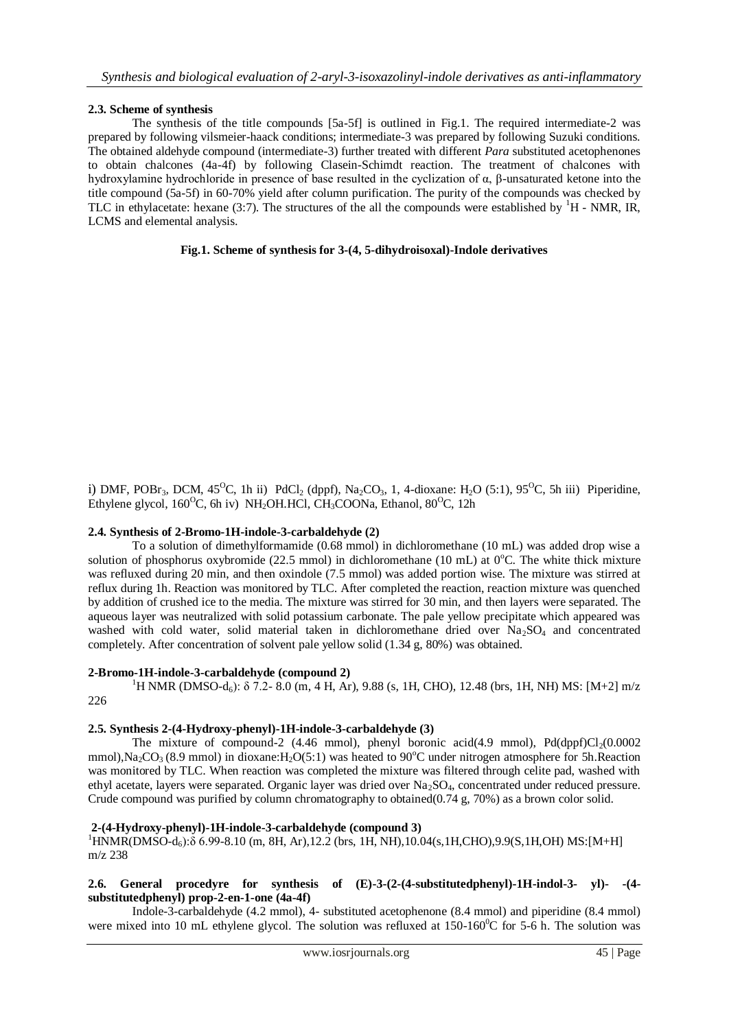### 2.3. Scheme of synthesis

The synthesis of the title compounds [5a-5f] is outlined in Fig.1. The required intermediate-2 was prepared by following vilsmeier-haack conditions; intermediate-3 was prepared by following Suzuki conditions. The obtained aldehyde compound (intermediate-3) further treated with different *Para* substituted acetophenones to obtain chalcones (4a-4f) by following Clasein-Schimdt reaction. The treatment of chalcones with hydroxylamine hydrochloride in presence of base resulted in the cyclization of α, β-unsaturated ketone into the title compound (5a-5f) in 60-70% yield after column purification. The purity of the compounds was checked by TLC in ethylacetate: hexane (3:7). The structures of the all the compounds were established by $^1H$ - NMR, IR, LCMS and elemental analysis.

**Fig.1. Scheme of synthesis for 3-(4, 5-dihydroisoxal)-Indole derivatives**

i) DMF, $POBr_3$, DCM, 45$^O$C, 1h ii) $PdCl_2$ (dppf), $Na_2CO_3$, 1, 4-dioxane: $H_2O$ (5:1), 95$^O$C, 5h iii) Piperidine, Ethylene glycol, 160$^O$C, 6h iv) $NH_2OH.HCl$, $CH_3COONa$, Ethanol, 80$^O$C, 12h

### 2.4. Synthesis of 2-Bromo-1H-indole-3-carbaldehyde (2)

To a solution of dimethylformamide (0.68 mmol) in dichloromethane (10 mL) was added drop wise a solution of phosphorus oxybromide (22.5 mmol) in dichloromethane (10 mL) at 0$^o$C. The white thick mixture was refluxed during 20 min, and then oxindole (7.5 mmol) was added portion wise. The mixture was stirred at reflux during 1h. Reaction was monitored by TLC. After completed the reaction, reaction mixture was quenched by addition of crushed ice to the media. The mixture was stirred for 30 min, and then layers were separated. The aqueous layer was neutralized with solid potassium carbonate. The pale yellow precipitate which appeared was washed with cold water, solid material taken in dichloromethane dried over $Na_2SO_4$ and concentrated completely. After concentration of solvent pale yellow solid (1.34 g, 80%) was obtained.

**2-Bromo-1H-indole-3-carbaldehyde (compound 2)**

$^1H$ NMR (DMSO-$d_6$): δ 7.2- 8.0 (m, 4 H, Ar), 9.88 (s, 1H, CHO), 12.48 (brs, 1H, NH) MS: [M+2] m/z 226

### 2.5. Synthesis 2-(4-Hydroxy-phenyl)-1H-indole-3-carbaldehyde (3)

The mixture of compound-2 (4.46 mmol), phenyl boronic acid(4.9 mmol), $Pd(dppf)Cl_2$(0.0002 mmol),$Na_2CO_3$ (8.9 mmol) in dioxane:$H_2O$(5:1) was heated to 90$^o$C under nitrogen atmosphere for 5h.Reaction was monitored by TLC. When reaction was completed the mixture was filtered through celite pad, washed with ethyl acetate, layers were separated. Organic layer was dried over $Na_2SO_4$, concentrated under reduced pressure. Crude compound was purified by column chromatography to obtained(0.74 g, 70%) as a brown color solid.

**2-(4-Hydroxy-phenyl)-1H-indole-3-carbaldehyde (compound 3)**

$^1$HNMR(DMSO-$d_6$):δ 6.99-8.10 (m, 8H, Ar),12.2 (brs, 1H, NH),10.04(s,1H,CHO),9.9(S,1H,OH) MS:[M+H] m/z 238

### 2.6. General procedyre for synthesis of (E)-3-(2-(4-substitutedphenyl)-1H-indol-3- yl)- -(4-substitutedphenyl) prop-2-en-1-one (4a-4f)

Indole-3-carbaldehyde (4.2 mmol), 4- substituted acetophenone (8.4 mmol) and piperidine (8.4 mmol) were mixed into 10 mL ethylene glycol. The solution was refluxed at 150-160$^0$C for 5-6 h. The solution was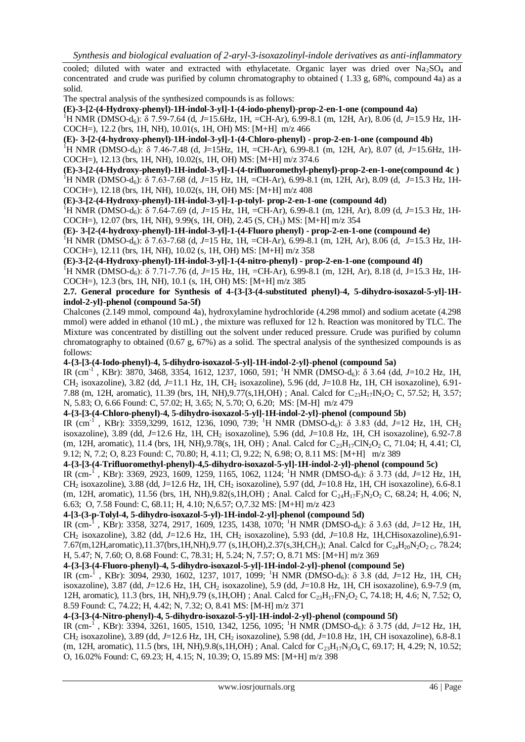cooled; diluted with water and extracted with ethylacetate. Organic layer was dried over $Na_2SO_4$ and concentrated and crude was purified by column chromatography to obtained ( 1.33 g, 68%, compound 4a) as a solid.

The spectral analysis of the synthesized compounds is as follows:

**(E)-3-[2-(4-Hydroxy-phenyl)-1H-indol-3-yl]-1-(4-iodo-phenyl)-prop-2-en-1-one (compound 4a)**

$^1$H NMR (DMSO-d$_6$): δ 7.59-7.64 (d, *J*=15.6Hz, 1H, =CH-Ar), 6.99-8.1 (m, 12H, Ar), 8.06 (d, *J*=15.9 Hz, 1H-COCH=), 12.2 (brs, 1H, NH), 10.01(s, 1H, OH) MS: [M+H] m/z 466

**(E)- 3-[2-(4-hydroxy-phenyl)-1H-indol-3-yl]-1-(4-Chloro-phenyl) - prop-2-en-1-one (compound 4b)**

$^1$H NMR (DMSO-d$_6$): δ 7.46-7.48 (d, J=15Hz, 1H, =CH-Ar), 6.99-8.1 (m, 12H, Ar), 8.07 (d, *J*=15.6Hz, 1H-COCH=), 12.13 (brs, 1H, NH), 10.02(s, 1H, OH) MS: [M+H] m/z 374.6

**(E)-3-[2-(4-Hydroxy-phenyl)-1H-indol-3-yl]-1-(4-trifluoromethyl-phenyl)-prop-2-en-1-one(compound 4c )**

$^1$H NMR (DMSO-d$_6$): δ 7.63-7.68 (d, *J*=15 Hz, 1H, =CH-Ar), 6.99-8.1 (m, 12H, Ar), 8.09 (d, *J*=15.3 Hz, 1H-COCH=), 12.18 (brs, 1H, NH), 10.02(s, 1H, OH) MS: [M+H] m/z 408

**(E)-3-[2-(4-Hydroxy-phenyl)-1H-indol-3-yl]-1-p-tolyl- prop-2-en-1-one (compound 4d)**

$^1$H NMR (DMSO-d$_6$): δ 7.64-7.69 (d, *J*=15 Hz, 1H, =CH-Ar), 6.99-8.1 (m, 12H, Ar), 8.09 (d, *J*=15.3 Hz, 1H-COCH=), 12.07 (brs, 1H, NH), 9.99(s, 1H, OH), 2.45 (S, $CH_3$) MS: [M+H] m/z 354

**(E)- 3-[2-(4-hydroxy-phenyl)-1H-indol-3-yl]-1-(4-Fluoro phenyl) - prop-2-en-1-one (compound 4e)**

$^1$H NMR (DMSO-d$_6$): δ 7.63-7.68 (d, *J*=15 Hz, 1H, =CH-Ar), 6.99-8.1 (m, 12H, Ar), 8.06 (d, *J*=15.3 Hz, 1H-COCH=), 12.11 (brs, 1H, NH), 10.02 (s, 1H, OH) MS: [M+H] m/z 358

**(E)-3-[2-(4-Hydroxy-phenyl)-1H-indol-3-yl]-1-(4-nitro-phenyl) - prop-2-en-1-one (compound 4f)**

$^1$H NMR (DMSO-d$_6$): δ 7.71-7.76 (d, *J*=15 Hz, 1H, =CH-Ar), 6.99-8.1 (m, 12H, Ar), 8.18 (d, J=15.3 Hz, 1H-COCH=), 12.3 (brs, 1H, NH), 10.1 (s, 1H, OH) MS: [M+H] m/z 385

### 2.7. General procedure for Synthesis of 4-{3-[3-(4-substituted phenyl)-4, 5-dihydro-isoxazol-5-yl]-1H-indol-2-yl}-phenol (compound 5a-5f)

Chalcones (2.149 mmol, compound 4a), hydroxylamine hydrochloride (4.298 mmol) and sodium acetate (4.298 mmol) were added in ethanol (10 mL) , the mixture was refluxed for 12 h. Reaction was monitored by TLC. The Mixture was concentrated by distilling out the solvent under reduced pressure. Crude was purified by column chromatography to obtained (0.67 g, 67%) as a solid. The spectral analysis of the synthesized compounds is as follows:

**4-{3-[3-(4-Iodo-phenyl)-4, 5-dihydro-isoxazol-5-yl]-1H-indol-2-yl}-phenol (compound 5a)**

IR (cm$^{-1}$ , KBr): 3870, 3468, 3354, 1612, 1237, 1060, 591; $^1$H NMR (DMSO-d$_6$): δ 3.64 (dd, *J*=10.2 Hz, 1H, $CH_2$ isoxazoline), 3.82 (dd, *J*=11.1 Hz, 1H, $CH_2$ isoxazoline), 5.96 (dd, *J*=10.8 Hz, 1H, CH isoxazoline), 6.91-7.88 (m, 12H, aromatic), 11.39 (brs, 1H, NH),9.77(s,1H,OH) ; Anal. Calcd for $C_{23}H_{17}IN_2O_2$ C, 57.52; H, 3.57; N, 5.83; O, 6.66 Found: C, 57.02; H, 3.65; N, 5.70; O, 6.20; MS: [M-H] m/z 479

**4-{3-[3-(4-Chloro-phenyl)-4, 5-dihydro-isoxazol-5-yl]-1H-indol-2-yl}-phenol (compound 5b)**

IR (cm$^{-1}$ , KBr): 3359,3299, 1612, 1236, 1090, 739; $^1$H NMR (DMSO-d$_6$): δ 3.83 (dd, *J*=12 Hz, 1H, $CH_2$ isoxazoline), 3.89 (dd, *J*=12.6 Hz, 1H, $CH_2$ isoxazoline), 5.96 (dd, *J*=10.8 Hz, 1H, CH isoxazoline), 6.92-7.8 (m, 12H, aromatic), 11.4 (brs, 1H, NH),9.78(s, 1H, OH) ; Anal. Calcd for $C_{23}H_{17}ClN_2O_2$ C, 71.04; H, 4.41; Cl, 9.12; N, 7.2; O, 8.23 Found: C, 70.80; H, 4.11; Cl, 9.22; N, 6.98; O, 8.11 MS: [M+H] m/z 389

**4-{3-[3-(4-Trifluoromethyl-phenyl)-4,5-dihydro-isoxazol-5-yl]-1H-indol-2-yl}-phenol (compound 5c)**

IR (cm-$^1$ , KBr): 3369, 2923, 1609, 1259, 1165, 1062, 1124; $^1$H NMR (DMSO-d$_6$): δ 3.73 (dd, *J*=12 Hz, 1H, $CH_2$ isoxazoline), 3.88 (dd, J=12.6 Hz, 1H, $CH_2$ isoxazoline), 5.97 (dd, *J*=10.8 Hz, 1H, CH isoxazoline), 6.6-8.1 (m, 12H, aromatic), 11.56 (brs, 1H, NH),9.82(s,1H,OH) ; Anal. Calcd for $C_{24}H_{17}F_3N_2O_2$ C, 68.24; H, 4.06; N, 6.63; O, 7.58 Found: C, 68.11; H, 4.10; N,6.57; O,7.32 MS: [M+H] m/z 423

**4-[3-(3-p-Tolyl-4, 5-dihydro-isoxazol-5-yl)-1H-indol-2-yl]-phenol (compound 5d)**

IR (cm-$^1$ , KBr): 3358, 3274, 2917, 1609, 1235, 1438, 1070; $^1$H NMR (DMSO-d$_6$): δ 3.63 (dd, *J*=12 Hz, 1H, $CH_2$ isoxazoline), 3.82 (dd, *J*=12.6 Hz, 1H, $CH_2$ isoxazoline), 5.93 (dd, *J*=10.8 Hz, 1H,CHisoxazoline),6.91-7.67(m,12H,aromatic),11.37(brs,1H,NH),9.77 (s,1H,OH),2.37(s,3H,$CH_3$); Anal. Calcd for $C_{24}H_{20}N_2O_2$ C, 78.24; H, 5.47; N, 7.60; O, 8.68 Found: C, 78.31; H, 5.24; N, 7.57; O, 8.71 MS: [M+H] m/z 369

**4-{3-[3-(4-Fluoro-phenyl)-4, 5-dihydro-isoxazol-5-yl]-1H-indol-2-yl}-phenol (compound 5e)**

IR (cm-$^1$ , KBr): 3094, 2930, 1602, 1237, 1017, 1099; $^1$H NMR (DMSO-d$_6$): δ 3.8 (dd, *J*=12 Hz, 1H, $CH_2$ isoxazoline), 3.87 (dd, *J*=12.6 Hz, 1H, $CH_2$ isoxazoline), 5.9 (dd, *J*=10.8 Hz, 1H, CH isoxazoline), 6.9-7.9 (m, 12H, aromatic), 11.3 (brs, 1H, NH),9.79 (s,1H,OH) ; Anal. Calcd for $C_{23}H_{17}FN_2O_2$ C, 74.18; H, 4.6; N, 7.52; O, 8.59 Found: C, 74.22; H, 4.42; N, 7.32; O, 8.41 MS: [M-H] m/z 371

**4-{3-[3-(4-Nitro-phenyl)-4, 5-dihydro-isoxazol-5-yl]-1H-indol-2-yl}-phenol (compound 5f)**

IR (cm-$^1$ , KBr): 3394, 3261, 1605, 1510, 1342, 1256, 1095; $^1$H NMR (DMSO-d$_6$): δ 3.75 (dd, *J*=12 Hz, 1H, $CH_2$ isoxazoline), 3.89 (dd, *J*=12.6 Hz, 1H, $CH_2$ isoxazoline), 5.98 (dd, *J*=10.8 Hz, 1H, CH isoxazoline), 6.8-8.1 (m, 12H, aromatic), 11.5 (brs, 1H, NH),9.8(s,1H,OH) ; Anal. Calcd for $C_{23}H_{17}N_3O_4$ C, 69.17; H, 4.29; N, 10.52; O, 16.02% Found: C, 69.23; H, 4.15; N, 10.39; O, 15.89 MS: [M+H] m/z 398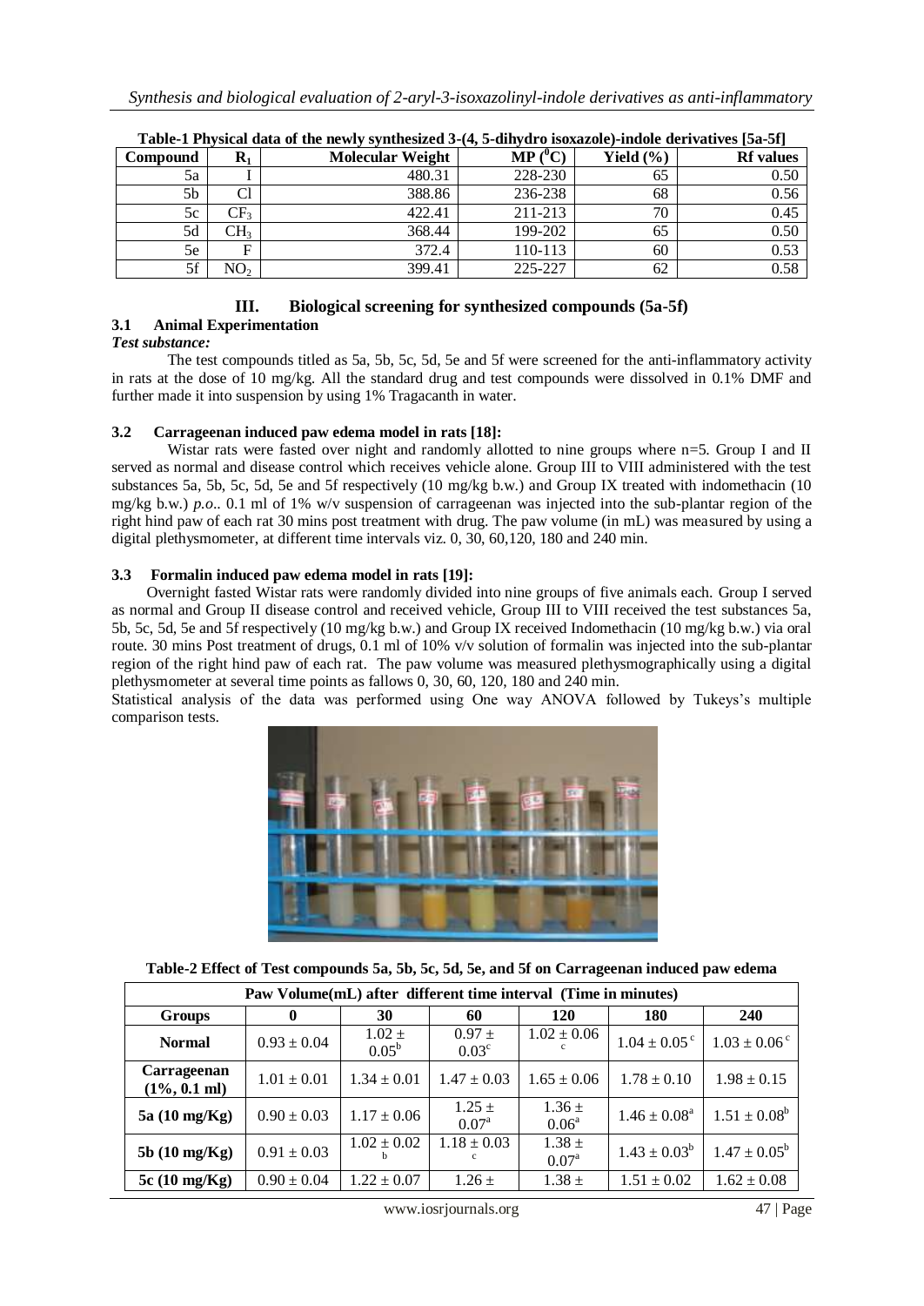**Table-1 Physical data of the newly synthesized 3-(4, 5-dihydro isoxazole)-indole derivatives [5a-5f]**

| Compound | $R_1$ | Molecular Weight | MP ($^0$C) | Yield (%) | Rf values |
|---|---|---|---|---|---|
| 5a | I | 480.31 | 228-230 | 65 | 0.50 |
| 5b | Cl | 388.86 | 236-238 | 68 | 0.56 |
| 5c | $CF_3$ | 422.41 | 211-213 | 70 | 0.45 |
| 5d | $CH_3$ | 368.44 | 199-202 | 65 | 0.50 |
| 5e | F | 372.4 | 110-113 | 60 | 0.53 |
| 5f | $NO_2$ | 399.41 | 225-227 | 62 | 0.58 |

# III. Biological screening for synthesized compounds (5a-5f)

## 3.1 Animal Experimentation

***Test substance:***

The test compounds titled as 5a, 5b, 5c, 5d, 5e and 5f were screened for the anti-inflammatory activity in rats at the dose of 10 mg/kg. All the standard drug and test compounds were dissolved in 0.1% DMF and further made it into suspension by using 1% Tragacanth in water.

## 3.2 Carrageenan induced paw edema model in rats [18]:

Wistar rats were fasted over night and randomly allotted to nine groups where n=5. Group I and II served as normal and disease control which receives vehicle alone. Group III to VIII administered with the test substances 5a, 5b, 5c, 5d, 5e and 5f respectively (10 mg/kg b.w.) and Group IX treated with indomethacin (10 mg/kg b.w.) *p.o*.. 0.1 ml of 1% w/v suspension of carrageenan was injected into the sub-plantar region of the right hind paw of each rat 30 mins post treatment with drug. The paw volume (in mL) was measured by using a digital plethysmometer, at different time intervals viz. 0, 30, 60,120, 180 and 240 min.

## 3.3 Formalin induced paw edema model in rats [19]:

Overnight fasted Wistar rats were randomly divided into nine groups of five animals each. Group I served as normal and Group II disease control and received vehicle, Group III to VIII received the test substances 5a, 5b, 5c, 5d, 5e and 5f respectively (10 mg/kg b.w.) and Group IX received Indomethacin (10 mg/kg b.w.) via oral route. 30 mins Post treatment of drugs, 0.1 ml of 10% v/v solution of formalin was injected into the sub-plantar region of the right hind paw of each rat. The paw volume was measured plethysmographically using a digital plethysmometer at several time points as fallows 0, 30, 60, 120, 180 and 240 min.

Statistical analysis of the data was performed using One way ANOVA followed by Tukeys's multiple comparison tests.

**Table-2 Effect of Test compounds 5a, 5b, 5c, 5d, 5e, and 5f on Carrageenan induced paw edema**

| Paw Volume(mL) after different time interval (Time in minutes) | | | | | | |
|---|---|---|---|---|---|---|
| **Groups** | **0** | **30** | **60** | **120** | **180** | **240** |
| **Normal** | 0.93 ± 0.04 | 1.02 ± 0.05[b] | 0.97 ± 0.03[c] | 1.02 ± 0.06[c] | 1.04 ± 0.05[c] | 1.03 ± 0.06[c] |
| **Carrageenan (1%, 0.1 ml)** | 1.01 ± 0.01 | 1.34 ± 0.01 | 1.47 ± 0.03 | 1.65 ± 0.06 | 1.78 ± 0.10 | 1.98 ± 0.15 |
| **5a (10 mg/Kg)** | 0.90 ± 0.03 | 1.17 ± 0.06 | 1.25 ± 0.07[a] | 1.36 ± 0.06[a] | 1.46 ± 0.08[a] | 1.51 ± 0.08[b] |
| **5b (10 mg/Kg)** | 0.91 ± 0.03 | 1.02 ± 0.02[b] | 1.18 ± 0.03[c] | 1.38 ± 0.07[a] | 1.43 ± 0.03[b] | 1.47 ± 0.05[b] |
| **5c (10 mg/Kg)** | 0.90 ± 0.04 | 1.22 ± 0.07 | 1.26 ± | 1.38 ± | 1.51 ± 0.02 | 1.62 ± 0.08 |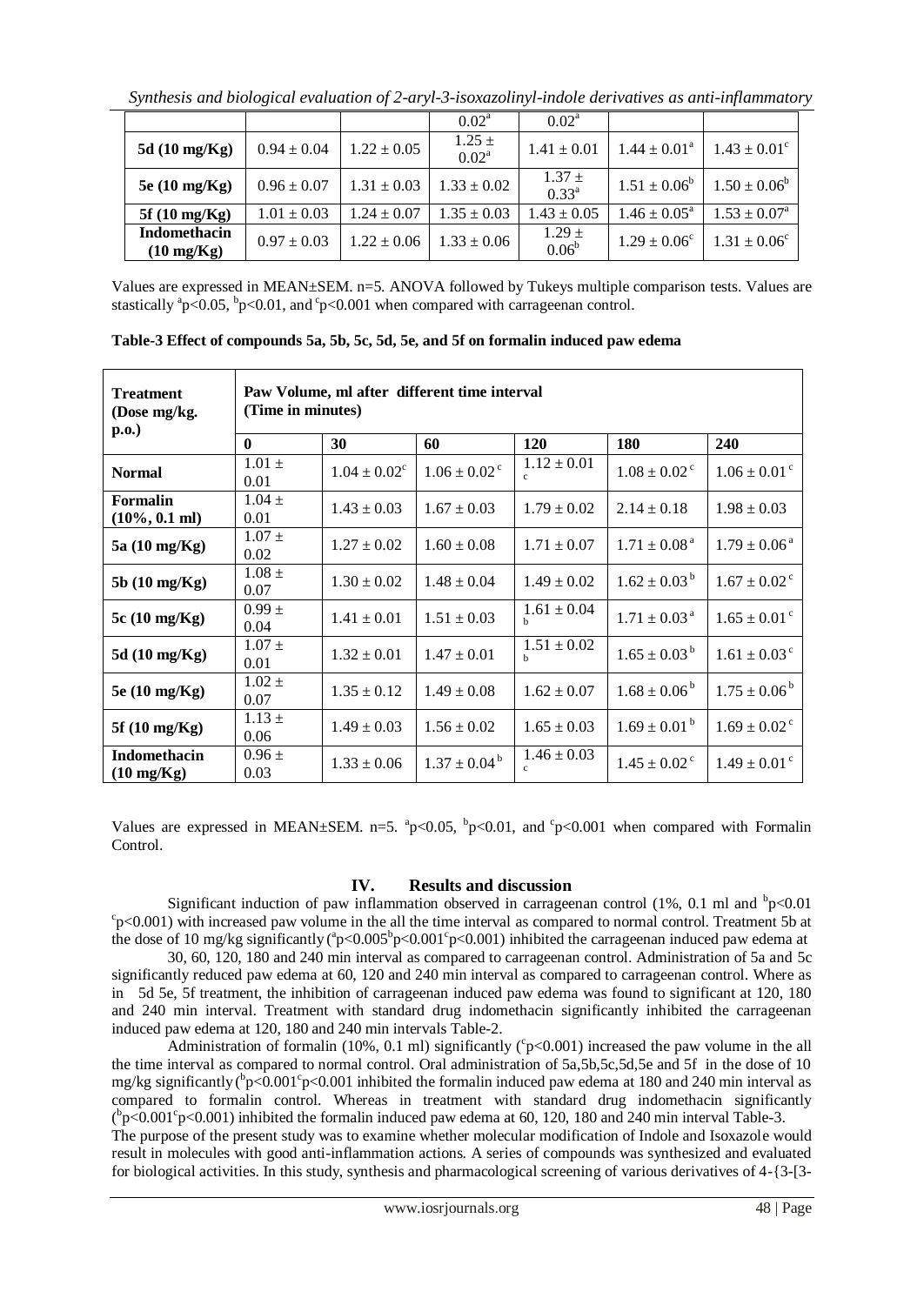| | | | $0.02^a$ | $0.02^a$ | | |
|---|---|---|---|---|---|---|
| **5d (10 mg/Kg)** | 0.94 ± 0.04 | 1.22 ± 0.05 | 1.25 ± $0.02^a$ | 1.41 ± 0.01 | 1.44 ± $0.01^a$ | 1.43 ± $0.01^c$ |
| **5e (10 mg/Kg)** | 0.96 ± 0.07 | 1.31 ± 0.03 | 1.33 ± 0.02 | 1.37 ± $0.33^a$ | 1.51 ± $0.06^b$ | 1.50 ± $0.06^b$ |
| **5f (10 mg/Kg)** | 1.01 ± 0.03 | 1.24 ± 0.07 | 1.35 ± 0.03 | 1.43 ± 0.05 | 1.46 ± $0.05^a$ | 1.53 ± $0.07^a$ |
| **Indomethacin (10 mg/Kg)** | 0.97 ± 0.03 | 1.22 ± 0.06 | 1.33 ± 0.06 | 1.29 ± $0.06^b$ | 1.29 ± $0.06^c$ | 1.31 ± $0.06^c$ |

Values are expressed in MEAN±SEM. n=5. ANOVA followed by Tukeys multiple comparison tests. Values are stastically $^a p<0.05$, $^b p<0.01$, and $^c p<0.001$ when compared with carrageenan control.

**Table-3 Effect of compounds 5a, 5b, 5c, 5d, 5e, and 5f on formalin induced paw edema**

| **Treatment (Dose mg/kg. p.o.)** | **Paw Volume, ml after different time interval (Time in minutes)** | | | | | |
|---|---|---|---|---|---|---|
| | **0** | **30** | **60** | **120** | **180** | **240** |
| **Normal** | 1.01 ± 0.01 | 1.04 ± $0.02^c$ | 1.06 ± $0.02^c$ | 1.12 ± $0.01^c$ | 1.08 ± $0.02^c$ | 1.06 ± $0.01^c$ |
| **Formalin (10%, 0.1 ml)** | 1.04 ± 0.01 | 1.43 ± 0.03 | 1.67 ± 0.03 | 1.79 ± 0.02 | 2.14 ± 0.18 | 1.98 ± 0.03 |
| **5a (10 mg/Kg)** | 1.07 ± 0.02 | 1.27 ± 0.02 | 1.60 ± 0.08 | 1.71 ± 0.07 | 1.71 ± $0.08^a$ | 1.79 ± $0.06^a$ |
| **5b (10 mg/Kg)** | 1.08 ± 0.07 | 1.30 ± 0.02 | 1.48 ± 0.04 | 1.49 ± 0.02 | 1.62 ± $0.03^b$ | 1.67 ± $0.02^c$ |
| **5c (10 mg/Kg)** | 0.99 ± 0.04 | 1.41 ± 0.01 | 1.51 ± 0.03 | 1.61 ± $0.04^b$ | 1.71 ± $0.03^a$ | 1.65 ± $0.01^c$ |
| **5d (10 mg/Kg)** | 1.07 ± 0.01 | 1.32 ± 0.01 | 1.47 ± 0.01 | 1.51 ± $0.02^b$ | 1.65 ± $0.03^b$ | 1.61 ± $0.03^c$ |
| **5e (10 mg/Kg)** | 1.02 ± 0.07 | 1.35 ± 0.12 | 1.49 ± 0.08 | 1.62 ± 0.07 | 1.68 ± $0.06^b$ | 1.75 ± $0.06^b$ |
| **5f (10 mg/Kg)** | 1.13 ± 0.06 | 1.49 ± 0.03 | 1.56 ± 0.02 | 1.65 ± 0.03 | 1.69 ± $0.01^b$ | 1.69 ± $0.02^c$ |
| **Indomethacin (10 mg/Kg)** | 0.96 ± 0.03 | 1.33 ± 0.06 | 1.37 ± $0.04^b$ | 1.46 ± $0.03^c$ | 1.45 ± $0.02^c$ | 1.49 ± $0.01^c$ |

Values are expressed in MEAN±SEM. n=5. $^a p<0.05$, $^b p<0.01$, and $^c p<0.001$ when compared with Formalin Control.

## IV. Results and discussion

Significant induction of paw inflammation observed in carrageenan control (1%, 0.1 ml and $^b p<0.01$ $^c p<0.001$) with increased paw volume in the all the time interval as compared to normal control. Treatment 5b at the dose of 10 mg/kg significantly ($^a p<0.005$ $^b p<0.001$ $^c p<0.001$) inhibited the carrageenan induced paw edema at 30, 60, 120, 180 and 240 min interval as compared to carrageenan control. Administration of 5a and 5c significantly reduced paw edema at 60, 120 and 240 min interval as compared to carrageenan control. Where as in 5d 5e, 5f treatment, the inhibition of carrageenan induced paw edema was found to significant at 120, 180 and 240 min interval. Treatment with standard drug indomethacin significantly inhibited the carrageenan induced paw edema at 120, 180 and 240 min intervals Table-2.

Administration of formalin (10%, 0.1 ml) significantly ($^c p<0.001$) increased the paw volume in the all the time interval as compared to normal control. Oral administration of 5a,5b,5c,5d,5e and 5f in the dose of 10 mg/kg significantly ($^b p<0.001$ $^c p<0.001$ inhibited the formalin induced paw edema at 180 and 240 min interval as compared to formalin control. Whereas in treatment with standard drug indomethacin significantly ($^b p<0.001$ $^c p<0.001$) inhibited the formalin induced paw edema at 60, 120, 180 and 240 min interval Table-3.

The purpose of the present study was to examine whether molecular modification of Indole and Isoxazole would result in molecules with good anti-inflammation actions. A series of compounds was synthesized and evaluated for biological activities. In this study, synthesis and pharmacological screening of various derivatives of 4-{3-[3-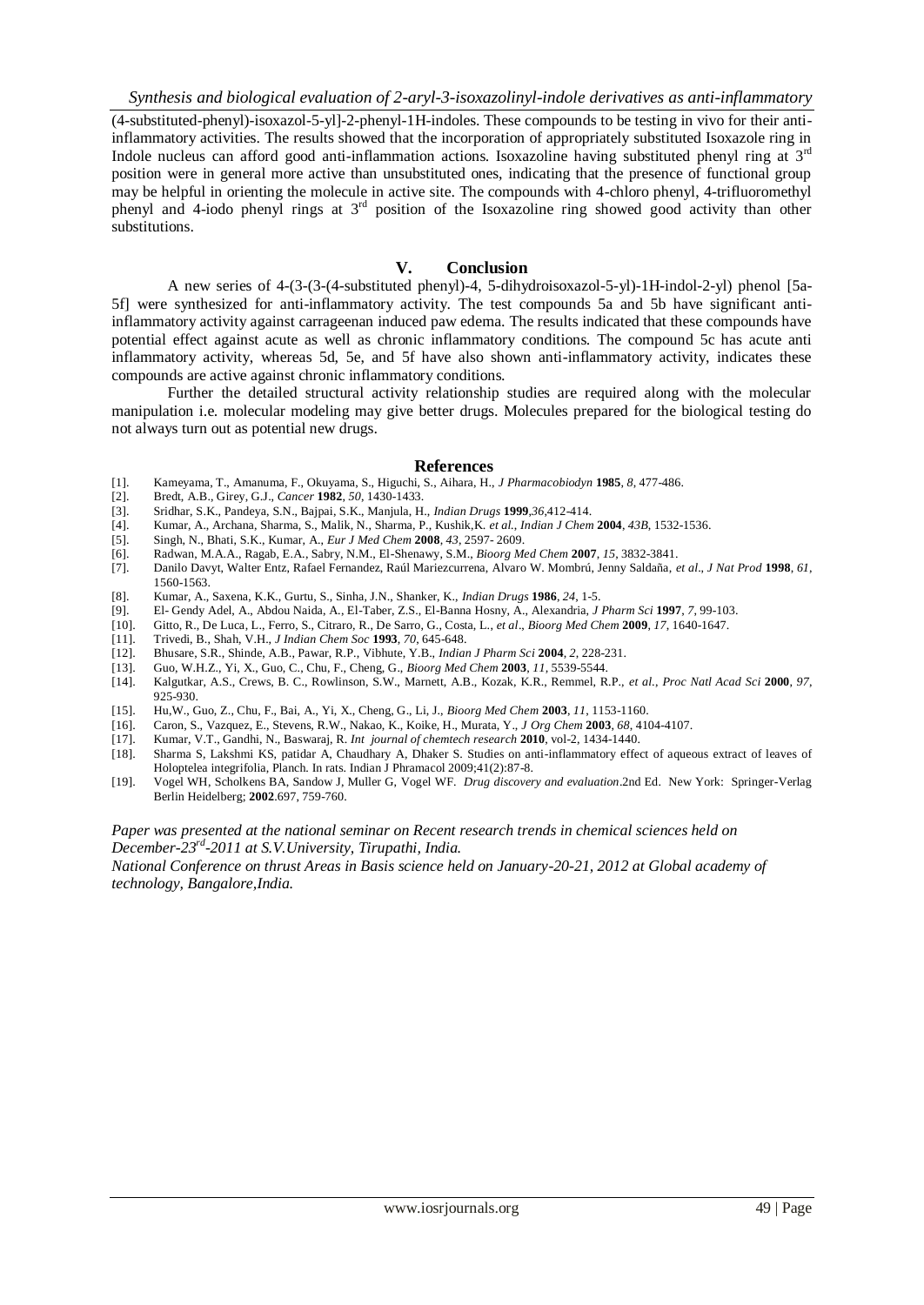(4-substituted-phenyl)-isoxazol-5-yl]-2-phenyl-1H-indoles. These compounds to be testing in vivo for their anti-inflammatory activities. The results showed that the incorporation of appropriately substituted Isoxazole ring in Indole nucleus can afford good anti-inflammation actions. Isoxazoline having substituted phenyl ring at 3rd position were in general more active than unsubstituted ones, indicating that the presence of functional group may be helpful in orienting the molecule in active site. The compounds with 4-chloro phenyl, 4-trifluoromethyl phenyl and 4-iodo phenyl rings at 3rd position of the Isoxazoline ring showed good activity than other substitutions.

## V. Conclusion

A new series of 4-(3-(3-(4-substituted phenyl)-4, 5-dihydroisoxazol-5-yl)-1H-indol-2-yl) phenol [5a-5f] were synthesized for anti-inflammatory activity. The test compounds 5a and 5b have significant anti-inflammatory activity against carrageenan induced paw edema. The results indicated that these compounds have potential effect against acute as well as chronic inflammatory conditions. The compound 5c has acute anti inflammatory activity, whereas 5d, 5e, and 5f have also shown anti-inflammatory activity, indicates these compounds are active against chronic inflammatory conditions.

Further the detailed structural activity relationship studies are required along with the molecular manipulation i.e. molecular modeling may give better drugs. Molecules prepared for the biological testing do not always turn out as potential new drugs.

## References

[1]. Kameyama, T., Amanuma, F., Okuyama, S., Higuchi, S., Aihara, H., *J Pharmacobiodyn* **1985**, *8*, 477-486.
[2]. Bredt, A.B., Girey, G.J., *Cancer* **1982**, *50*, 1430-1433.
[3]. Sridhar, S.K., Pandeya, S.N., Bajpai, S.K., Manjula, H., *Indian Drugs* **1999**,*36*,412-414.
[4]. Kumar, A., Archana, Sharma, S., Malik, N., Sharma, P., Kushik,K. *et al.*, *Indian J Chem* **2004**, *43B*, 1532-1536.
[5]. Singh, N., Bhati, S.K., Kumar, A., *Eur J Med Chem* **2008**, *43*, 2597- 2609.
[6]. Radwan, M.A.A., Ragab, E.A., Sabry, N.M., El-Shenawy, S.M., *Bioorg Med Chem* **2007**, *15*, 3832-3841.
[7]. Danilo Davyt, Walter Entz, Rafael Fernandez, Raúl Mariezcurrena, Alvaro W. Mombrú, Jenny Saldaña, *et al*., *J Nat Prod* **1998**, *61*, 1560-1563.
[8]. Kumar, A., Saxena, K.K., Gurtu, S., Sinha, J.N., Shanker, K., *Indian Drugs* **1986**, *24*, 1-5.
[9]. El- Gendy Adel, A., Abdou Naida, A., El-Taber, Z.S., El-Banna Hosny, A., Alexandria, *J Pharm Sci* **1997**, *7*, 99-103.
[10]. Gitto, R., De Luca, L., Ferro, S., Citraro, R., De Sarro, G., Costa, L., *et al*., *Bioorg Med Chem* **2009**, *17*, 1640-1647.
[11]. Trivedi, B., Shah, V.H., *J Indian Chem Soc* **1993**, *70*, 645-648.
[12]. Bhusare, S.R., Shinde, A.B., Pawar, R.P., Vibhute, Y.B., *Indian J Pharm Sci* **2004**, *2*, 228-231.
[13]. Guo, W.H.Z., Yi, X., Guo, C., Chu, F., Cheng, G., *Bioorg Med Chem* **2003**, *11*, 5539-5544.
[14]. Kalgutkar, A.S., Crews, B. C., Rowlinson, S.W., Marnett, A.B., Kozak, K.R., Remmel, R.P., *et al.*, *Proc Natl Acad Sci* **2000**, *97*, 925-930.
[15]. Hu,W., Guo, Z., Chu, F., Bai, A., Yi, X., Cheng, G., Li, J., *Bioorg Med Chem* **2003**, *11*, 1153-1160.
[16]. Caron, S., Vazquez, E., Stevens, R.W., Nakao, K., Koike, H., Murata, Y., *J Org Chem* **2003**, *68*, 4104-4107.
[17]. Kumar, V.T., Gandhi, N., Baswaraj, R. *Int journal of chemtech research* **2010**, vol-2, 1434-1440.
[18]. Sharma S, Lakshmi KS, patidar A, Chaudhary A, Dhaker S. Studies on anti-inflammatory effect of aqueous extract of leaves of Holoptelea integrifolia, Planch. In rats. Indian J Phramacol 2009;41(2):87-8.
[19]. Vogel WH, Scholkens BA, Sandow J, Muller G, Vogel WF. *Drug discovery and evaluation*.2nd Ed. New York: Springer-Verlag Berlin Heidelberg; **2002**.697, 759-760.

*Paper was presented at the national seminar on Recent research trends in chemical sciences held on December-23rd-2011 at S.V.University, Tirupathi, India.*

*National Conference on thrust Areas in Basis science held on January-20-21, 2012 at Global academy of technology, Bangalore,India.*